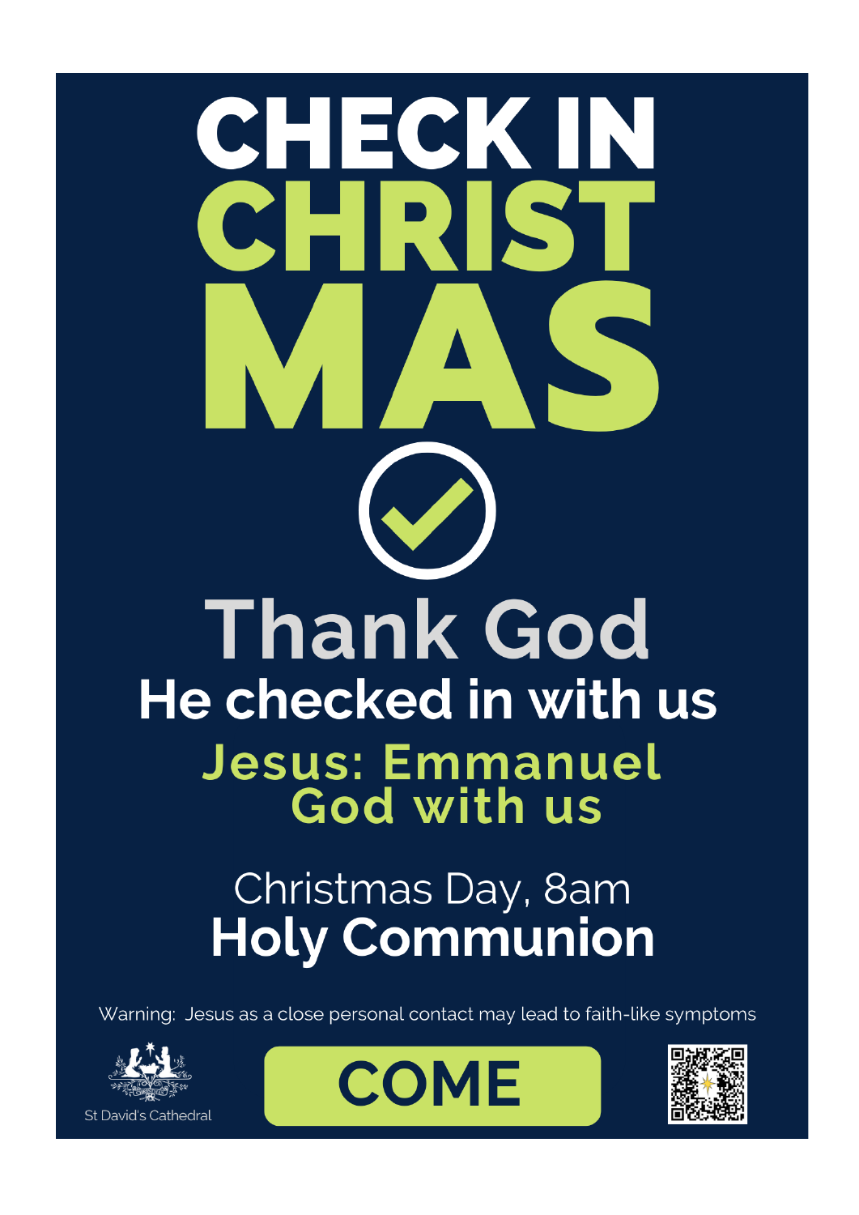# CHECK IN CHRISTMAS

# Thank God

## He checked in with us

### Jesus: Emmanuel God with us

Christmas Day, 8am

**Holy Communion**

Warning: Jesus as a close personal contact may lead to faith-like symptoms

St David's Cathedral

**COME**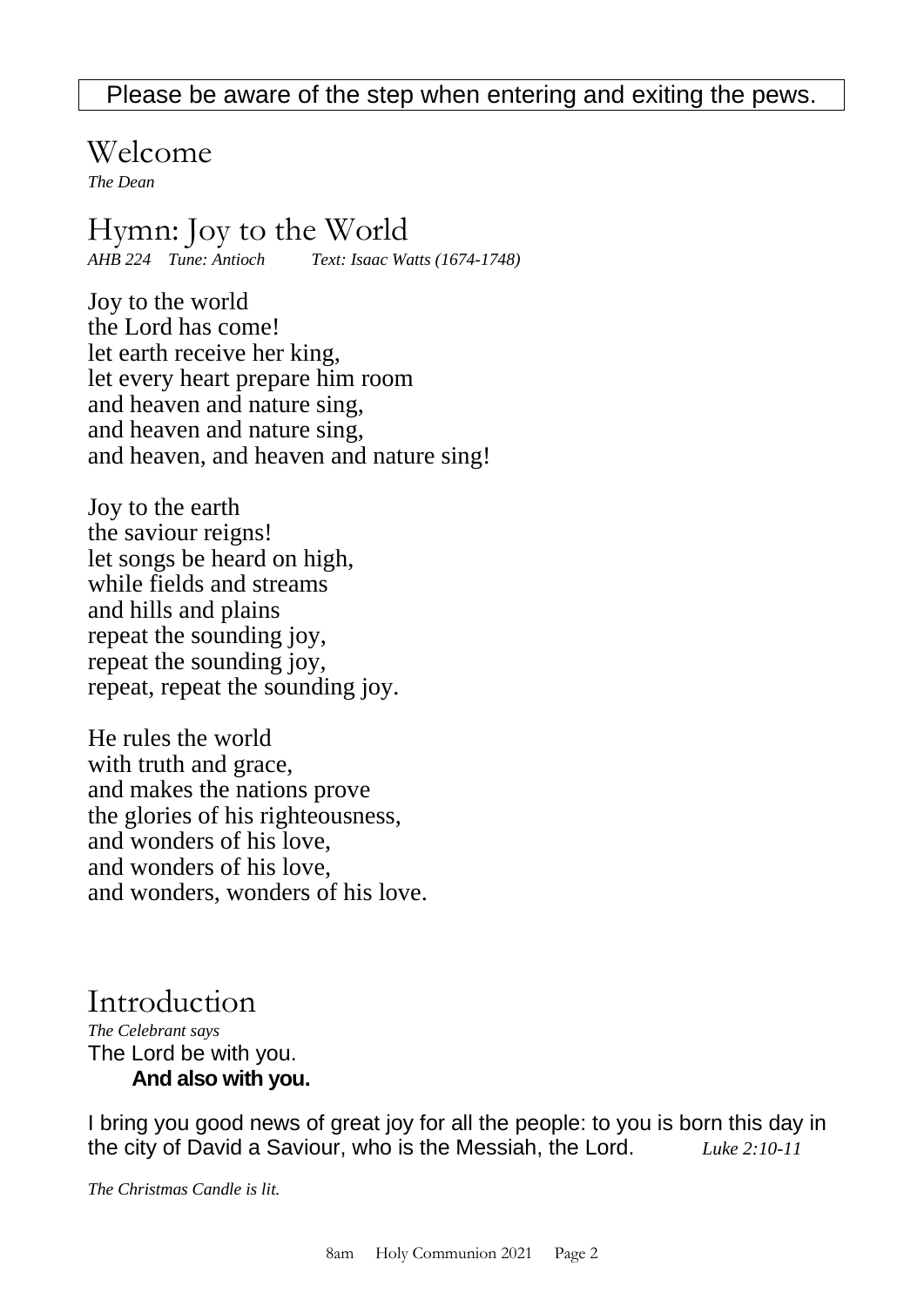Please be aware of the step when entering and exiting the pews.

## Welcome

*The Dean*

## Hymn: Joy to the World

*AHB 224 Tune: Antioch Text: Isaac Watts (1674-1748)*

Joy to the world  
the Lord has come!  
let earth receive her king,  
let every heart prepare him room  
and heaven and nature sing,  
and heaven and nature sing,  
and heaven, and heaven and nature sing!

Joy to the earth  
the saviour reigns!  
let songs be heard on high,  
while fields and streams  
and hills and plains  
repeat the sounding joy,  
repeat the sounding joy,  
repeat, repeat the sounding joy.

He rules the world  
with truth and grace,  
and makes the nations prove  
the glories of his righteousness,  
and wonders of his love,  
and wonders of his love,  
and wonders, wonders of his love.

## Introduction

*The Celebrant says*

The Lord be with you.  
**And also with you.**

I bring you good news of great joy for all the people: to you is born this day in the city of David a Saviour, who is the Messiah, the Lord. *Luke 2:10-11*

*The Christmas Candle is lit.*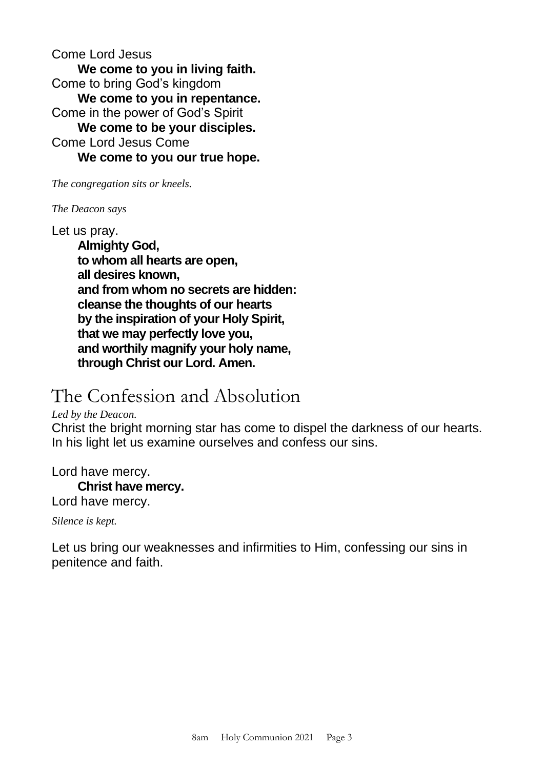Come Lord Jesus

**We come to you in living faith.**

Come to bring God's kingdom

**We come to you in repentance.**

Come in the power of God's Spirit

**We come to be your disciples.**

Come Lord Jesus Come

**We come to you our true hope.**

*The congregation sits or kneels.*

*The Deacon says*

Let us pray.

**Almighty God,**
**to whom all hearts are open,**
**all desires known,**
**and from whom no secrets are hidden:**
**cleanse the thoughts of our hearts**
**by the inspiration of your Holy Spirit,**
**that we may perfectly love you,**
**and worthily magnify your holy name,**
**through Christ our Lord. Amen.**

# The Confession and Absolution

*Led by the Deacon.*

Christ the bright morning star has come to dispel the darkness of our hearts. In his light let us examine ourselves and confess our sins.

Lord have mercy.

**Christ have mercy.**

Lord have mercy.

*Silence is kept.*

Let us bring our weaknesses and infirmities to Him, confessing our sins in penitence and faith.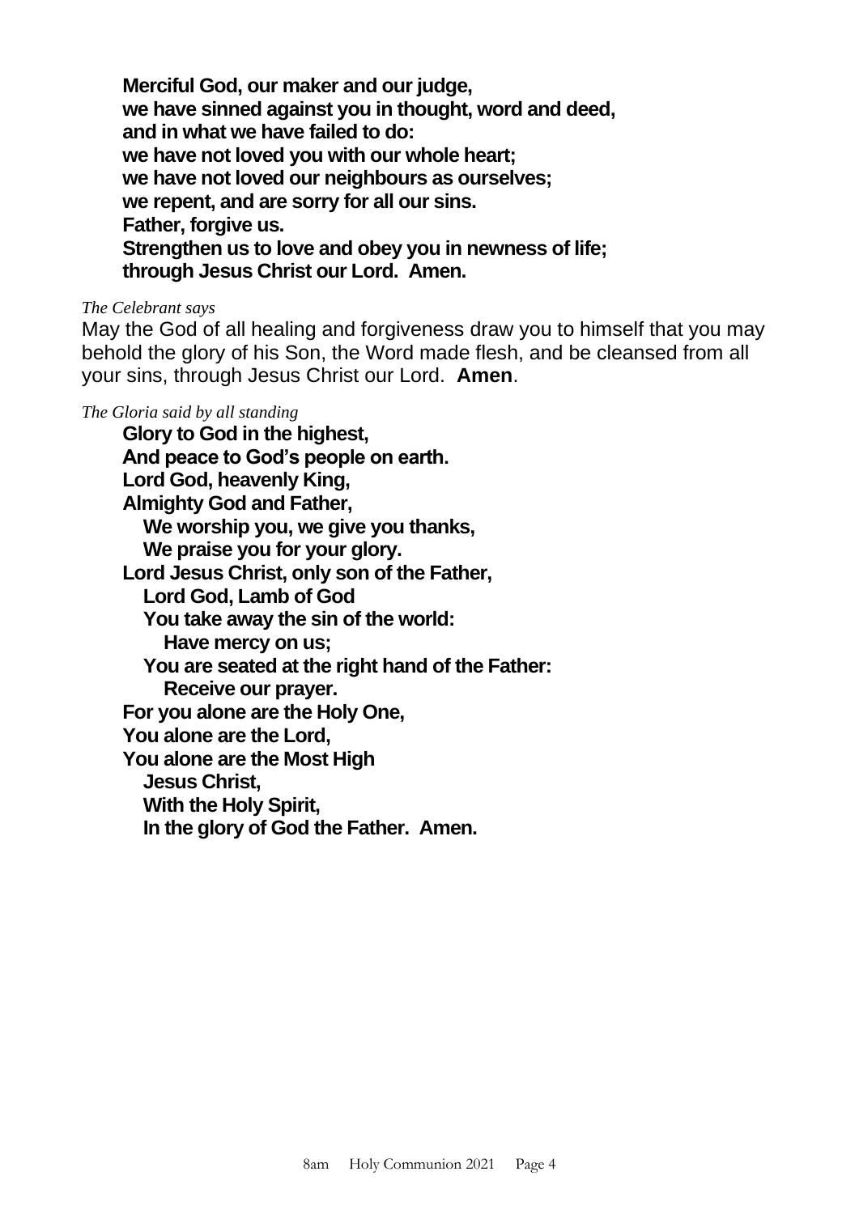**Merciful God, our maker and our judge,**
**we have sinned against you in thought, word and deed,**
**and in what we have failed to do:**
**we have not loved you with our whole heart;**
**we have not loved our neighbours as ourselves;**
**we repent, and are sorry for all our sins.**
**Father, forgive us.**
**Strengthen us to love and obey you in newness of life;**
**through Jesus Christ our Lord. Amen.**

*The Celebrant says*

May the God of all healing and forgiveness draw you to himself that you may behold the glory of his Son, the Word made flesh, and be cleansed from all your sins, through Jesus Christ our Lord. **Amen**.

*The Gloria said by all standing*

**Glory to God in the highest,**
**And peace to God's people on earth.**
**Lord God, heavenly King,**
**Almighty God and Father,**
  **We worship you, we give you thanks,**
  **We praise you for your glory.**
**Lord Jesus Christ, only son of the Father,**
  **Lord God, Lamb of God**
  **You take away the sin of the world:**
    **Have mercy on us;**
  **You are seated at the right hand of the Father:**
    **Receive our prayer.**
**For you alone are the Holy One,**
**You alone are the Lord,**
**You alone are the Most High**
  **Jesus Christ,**
  **With the Holy Spirit,**
  **In the glory of God the Father. Amen.**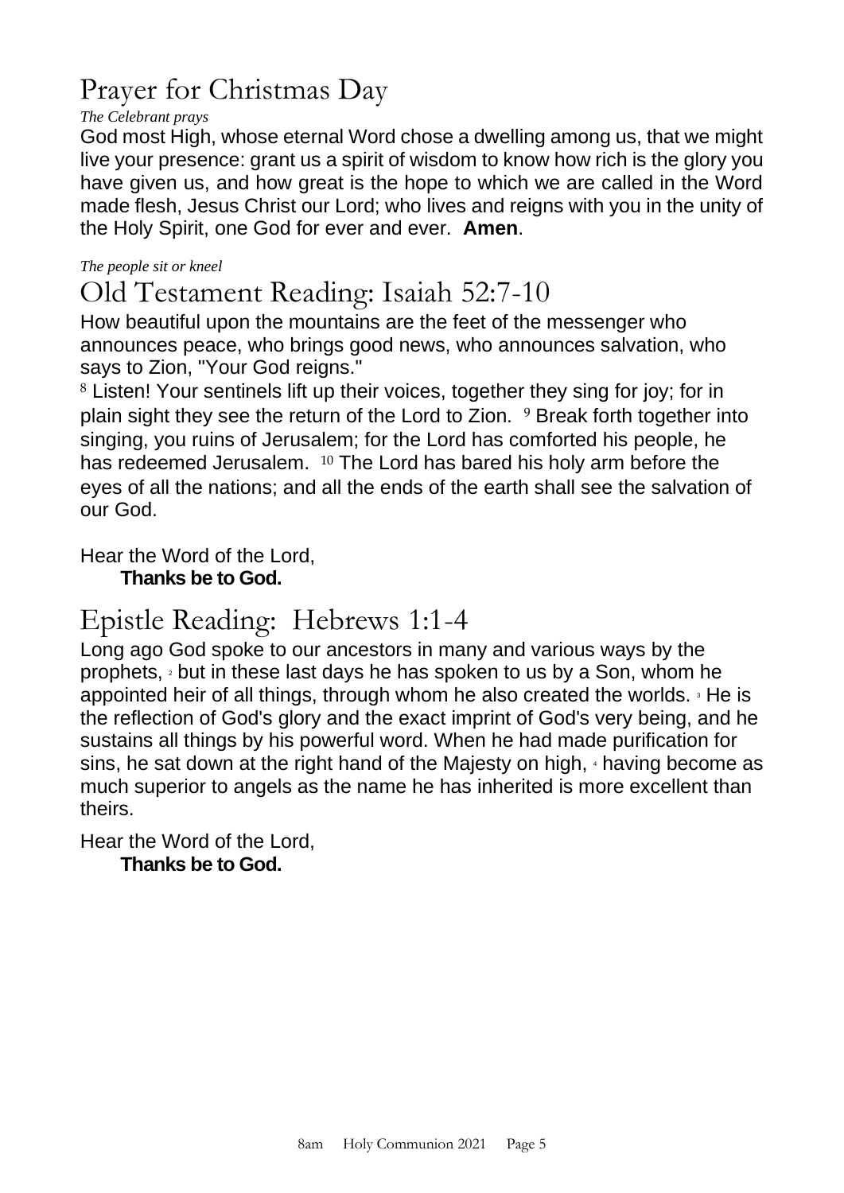# Prayer for Christmas Day

*The Celebrant prays*

God most High, whose eternal Word chose a dwelling among us, that we might live your presence: grant us a spirit of wisdom to know how rich is the glory you have given us, and how great is the hope to which we are called in the Word made flesh, Jesus Christ our Lord; who lives and reigns with you in the unity of the Holy Spirit, one God for ever and ever. **Amen**.

*The people sit or kneel*

# Old Testament Reading: Isaiah 52:7-10

How beautiful upon the mountains are the feet of the messenger who announces peace, who brings good news, who announces salvation, who says to Zion, "Your God reigns."

[8] Listen! Your sentinels lift up their voices, together they sing for joy; for in plain sight they see the return of the Lord to Zion. [9] Break forth together into singing, you ruins of Jerusalem; for the Lord has comforted his people, he has redeemed Jerusalem. [10] The Lord has bared his holy arm before the eyes of all the nations; and all the ends of the earth shall see the salvation of our God.

Hear the Word of the Lord,
**Thanks be to God.**

# Epistle Reading: Hebrews 1:1-4

Long ago God spoke to our ancestors in many and various ways by the prophets, [2] but in these last days he has spoken to us by a Son, whom he appointed heir of all things, through whom he also created the worlds. [3] He is the reflection of God's glory and the exact imprint of God's very being, and he sustains all things by his powerful word. When he had made purification for sins, he sat down at the right hand of the Majesty on high, [4] having become as much superior to angels as the name he has inherited is more excellent than theirs.

Hear the Word of the Lord,
**Thanks be to God.**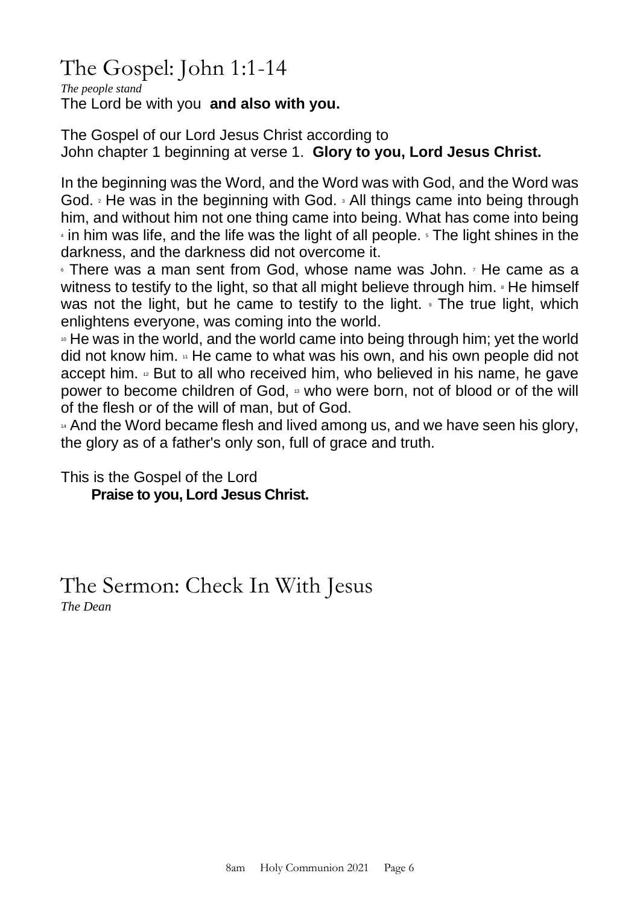# The Gospel: John 1:1-14

*The people stand*

The Lord be with you **and also with you.**

The Gospel of our Lord Jesus Christ according to John chapter 1 beginning at verse 1. **Glory to you, Lord Jesus Christ.**

In the beginning was the Word, and the Word was with God, and the Word was God. [2] He was in the beginning with God. [3] All things came into being through him, and without him not one thing came into being. What has come into being [4] in him was life, and the life was the light of all people. [5] The light shines in the darkness, and the darkness did not overcome it.

[6] There was a man sent from God, whose name was John. [7] He came as a witness to testify to the light, so that all might believe through him. [8] He himself was not the light, but he came to testify to the light. [9] The true light, which enlightens everyone, was coming into the world.

[10] He was in the world, and the world came into being through him; yet the world did not know him. [11] He came to what was his own, and his own people did not accept him. [12] But to all who received him, who believed in his name, he gave power to become children of God, [13] who were born, not of blood or of the will of the flesh or of the will of man, but of God.

[14] And the Word became flesh and lived among us, and we have seen his glory, the glory as of a father's only son, full of grace and truth.

This is the Gospel of the Lord

**Praise to you, Lord Jesus Christ.**

# The Sermon: Check In With Jesus

*The Dean*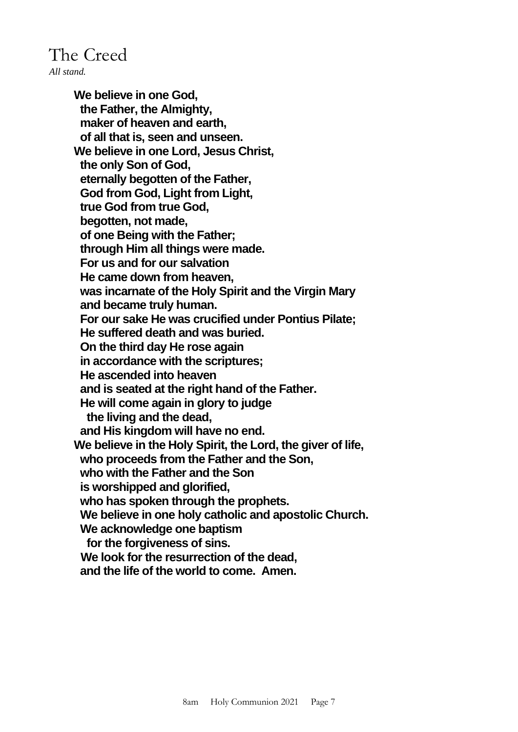# The Creed

*All stand.*

**We believe in one God,**
**the Father, the Almighty,**
**maker of heaven and earth,**
**of all that is, seen and unseen.**
**We believe in one Lord, Jesus Christ,**
**the only Son of God,**
**eternally begotten of the Father,**
**God from God, Light from Light,**
**true God from true God,**
**begotten, not made,**
**of one Being with the Father;**
**through Him all things were made.**
**For us and for our salvation**
**He came down from heaven,**
**was incarnate of the Holy Spirit and the Virgin Mary**
**and became truly human.**
**For our sake He was crucified under Pontius Pilate;**
**He suffered death and was buried.**
**On the third day He rose again**
**in accordance with the scriptures;**
**He ascended into heaven**
**and is seated at the right hand of the Father.**
**He will come again in glory to judge**
**the living and the dead,**
**and His kingdom will have no end.**
**We believe in the Holy Spirit, the Lord, the giver of life,**
**who proceeds from the Father and the Son,**
**who with the Father and the Son**
**is worshipped and glorified,**
**who has spoken through the prophets.**
**We believe in one holy catholic and apostolic Church.**
**We acknowledge one baptism**
**for the forgiveness of sins.**
**We look for the resurrection of the dead,**
**and the life of the world to come. Amen.**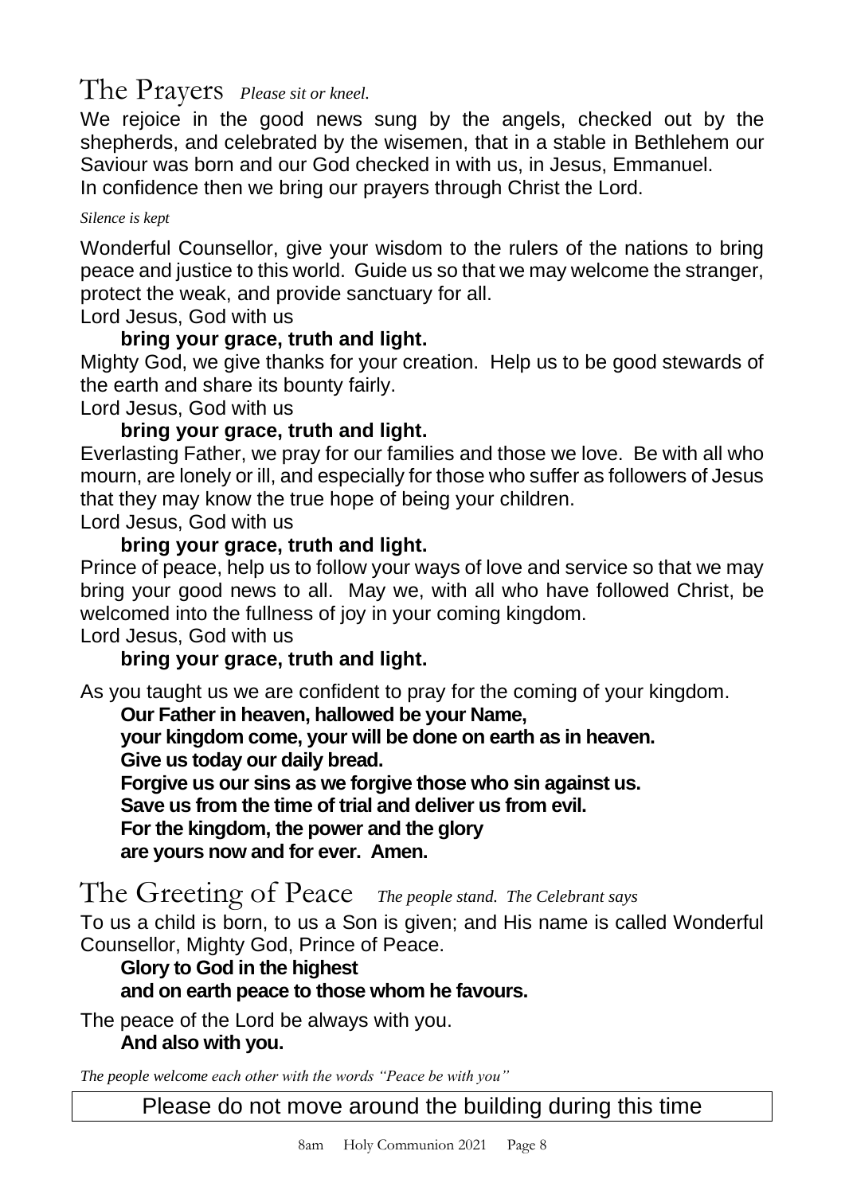## The Prayers *Please sit or kneel.*

We rejoice in the good news sung by the angels, checked out by the shepherds, and celebrated by the wisemen, that in a stable in Bethlehem our Saviour was born and our God checked in with us, in Jesus, Emmanuel.
In confidence then we bring our prayers through Christ the Lord.

*Silence is kept*

Wonderful Counsellor, give your wisdom to the rulers of the nations to bring peace and justice to this world. Guide us so that we may welcome the stranger, protect the weak, and provide sanctuary for all.
Lord Jesus, God with us
**bring your grace, truth and light.**

Mighty God, we give thanks for your creation. Help us to be good stewards of the earth and share its bounty fairly.
Lord Jesus, God with us
**bring your grace, truth and light.**

Everlasting Father, we pray for our families and those we love. Be with all who mourn, are lonely or ill, and especially for those who suffer as followers of Jesus that they may know the true hope of being your children.
Lord Jesus, God with us
**bring your grace, truth and light.**

Prince of peace, help us to follow your ways of love and service so that we may bring your good news to all. May we, with all who have followed Christ, be welcomed into the fullness of joy in your coming kingdom.
Lord Jesus, God with us
**bring your grace, truth and light.**

As you taught us we are confident to pray for the coming of your kingdom.
**Our Father in heaven, hallowed be your Name,**
**your kingdom come, your will be done on earth as in heaven.**
**Give us today our daily bread.**
**Forgive us our sins as we forgive those who sin against us.**
**Save us from the time of trial and deliver us from evil.**
**For the kingdom, the power and the glory**
**are yours now and for ever. Amen.**

## The Greeting of Peace *The people stand. The Celebrant says*

To us a child is born, to us a Son is given; and His name is called Wonderful Counsellor, Mighty God, Prince of Peace.
**Glory to God in the highest**
**and on earth peace to those whom he favours.**

The peace of the Lord be always with you.
**And also with you.**

*The people welcome each other with the words "Peace be with you"*

Please do not move around the building during this time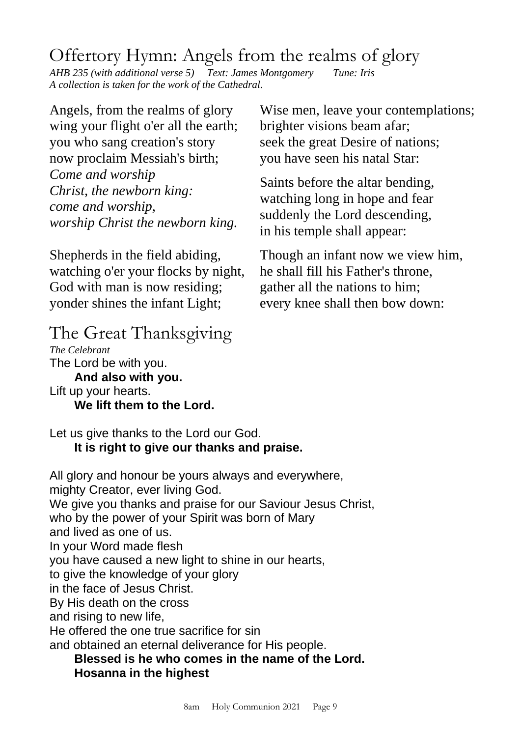## Offertory Hymn: Angels from the realms of glory

*AHB 235 (with additional verse 5)    Text: James Montgomery    Tune: Iris*
*A collection is taken for the work of the Cathedral.*

Angels, from the realms of glory
wing your flight o'er all the earth;
you who sang creation's story
now proclaim Messiah's birth;
*Come and worship*
*Christ, the newborn king:*
*come and worship,*
*worship Christ the newborn king.*

Shepherds in the field abiding,
watching o'er your flocks by night,
God with man is now residing;
yonder shines the infant Light;

Wise men, leave your contemplations;
brighter visions beam afar;
seek the great Desire of nations;
you have seen his natal Star:

Saints before the altar bending,
watching long in hope and fear
suddenly the Lord descending,
in his temple shall appear:

Though an infant now we view him,
he shall fill his Father's throne,
gather all the nations to him;
every knee shall then bow down:

## The Great Thanksgiving

*The Celebrant*
The Lord be with you.
**And also with you.**
Lift up your hearts.
**We lift them to the Lord.**

Let us give thanks to the Lord our God.
**It is right to give our thanks and praise.**

All glory and honour be yours always and everywhere,
mighty Creator, ever living God.
We give you thanks and praise for our Saviour Jesus Christ,
who by the power of your Spirit was born of Mary
and lived as one of us.
In your Word made flesh
you have caused a new light to shine in our hearts,
to give the knowledge of your glory
in the face of Jesus Christ.
By His death on the cross
and rising to new life,
He offered the one true sacrifice for sin
and obtained an eternal deliverance for His people.
**Blessed is he who comes in the name of the Lord.**
**Hosanna in the highest**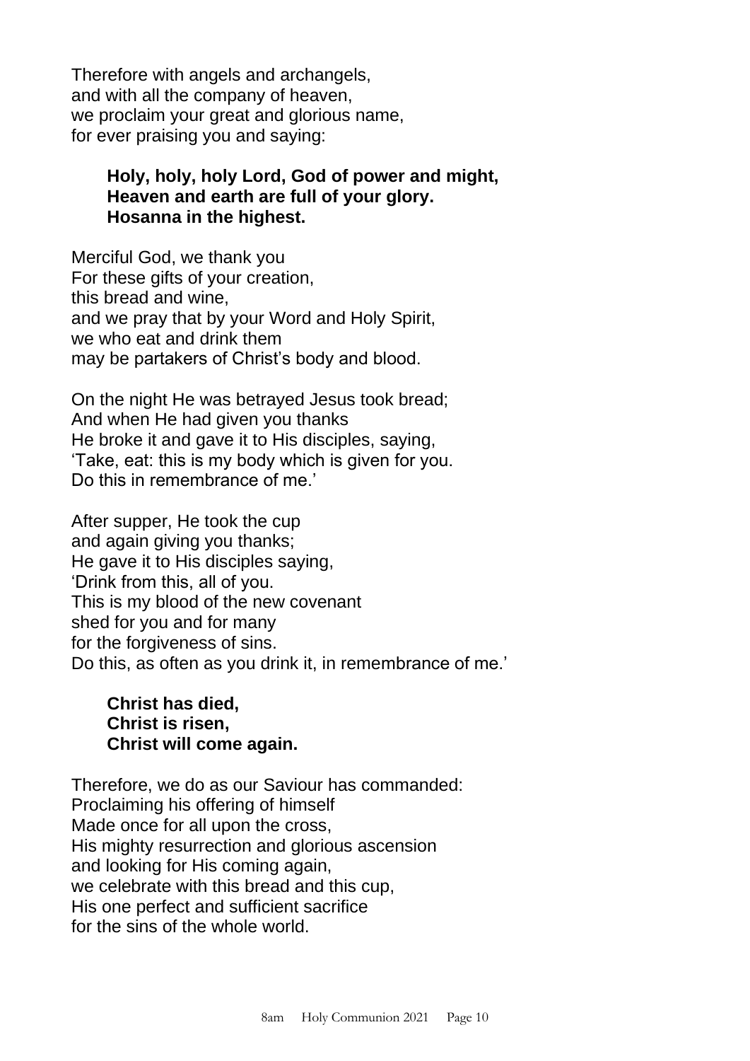Therefore with angels and archangels,
and with all the company of heaven,
we proclaim your great and glorious name,
for ever praising you and saying:

> **Holy, holy, holy Lord, God of power and might,**
> **Heaven and earth are full of your glory.**
> **Hosanna in the highest.**

Merciful God, we thank you
For these gifts of your creation,
this bread and wine,
and we pray that by your Word and Holy Spirit,
we who eat and drink them
may be partakers of Christ's body and blood.

On the night He was betrayed Jesus took bread;
And when He had given you thanks
He broke it and gave it to His disciples, saying,
'Take, eat: this is my body which is given for you.
Do this in remembrance of me.'

After supper, He took the cup
and again giving you thanks;
He gave it to His disciples saying,
'Drink from this, all of you.
This is my blood of the new covenant
shed for you and for many
for the forgiveness of sins.
Do this, as often as you drink it, in remembrance of me.'

> **Christ has died,**
> **Christ is risen,**
> **Christ will come again.**

Therefore, we do as our Saviour has commanded:
Proclaiming his offering of himself
Made once for all upon the cross,
His mighty resurrection and glorious ascension
and looking for His coming again,
we celebrate with this bread and this cup,
His one perfect and sufficient sacrifice
for the sins of the whole world.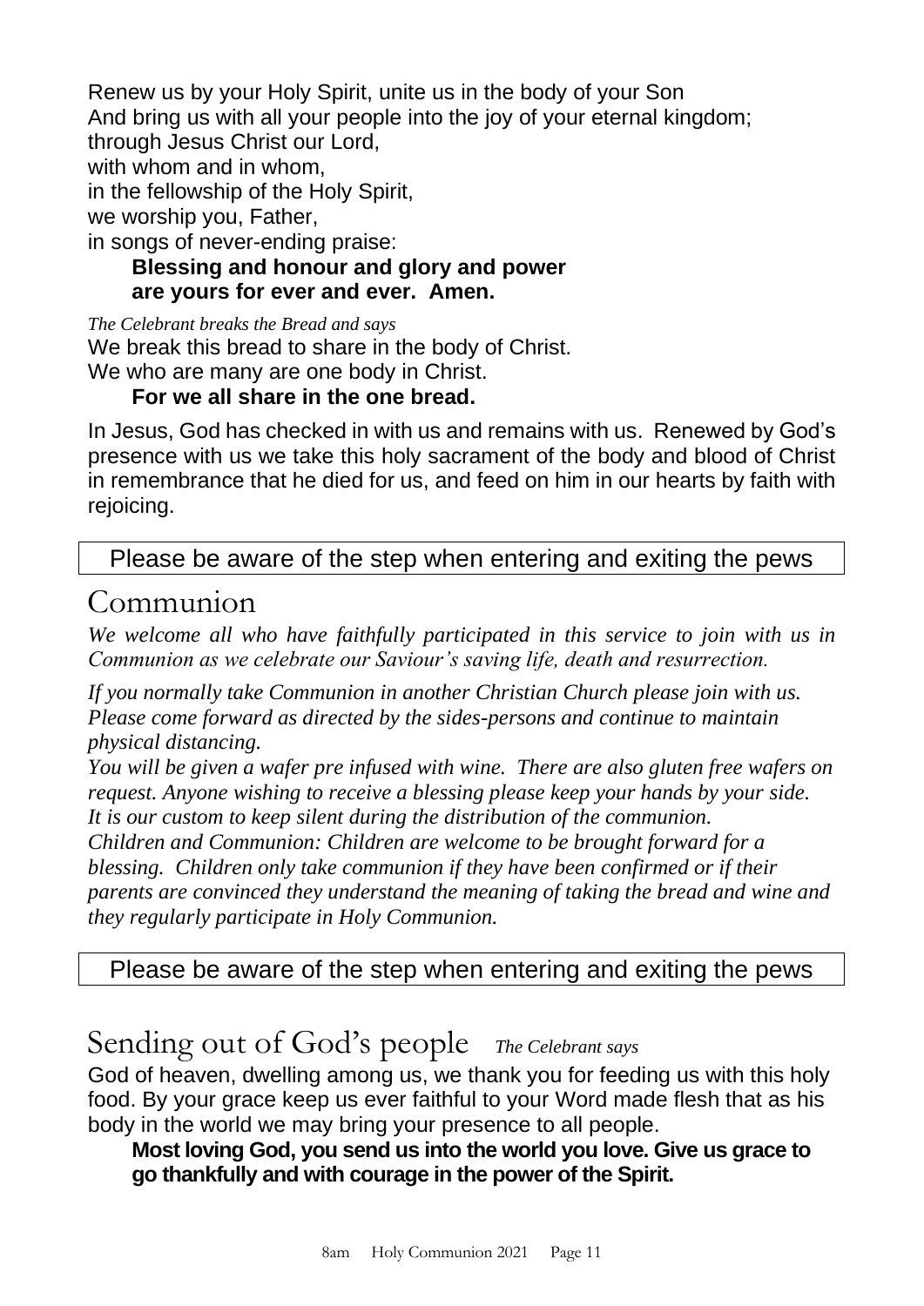Renew us by your Holy Spirit, unite us in the body of your Son
And bring us with all your people into the joy of your eternal kingdom;
through Jesus Christ our Lord,
with whom and in whom,
in the fellowship of the Holy Spirit,
we worship you, Father,
in songs of never-ending praise:

**Blessing and honour and glory and power**
**are yours for ever and ever. Amen.**

*The Celebrant breaks the Bread and says*

We break this bread to share in the body of Christ.
We who are many are one body in Christ.

**For we all share in the one bread.**

In Jesus, God has checked in with us and remains with us. Renewed by God's presence with us we take this holy sacrament of the body and blood of Christ in remembrance that he died for us, and feed on him in our hearts by faith with rejoicing.

Please be aware of the step when entering and exiting the pews

## Communion

*We welcome all who have faithfully participated in this service to join with us in Communion as we celebrate our Saviour's saving life, death and resurrection.*

*If you normally take Communion in another Christian Church please join with us. Please come forward as directed by the sides-persons and continue to maintain physical distancing.*

*You will be given a wafer pre infused with wine. There are also gluten free wafers on request. Anyone wishing to receive a blessing please keep your hands by your side. It is our custom to keep silent during the distribution of the communion.*

*Children and Communion: Children are welcome to be brought forward for a blessing. Children only take communion if they have been confirmed or if their parents are convinced they understand the meaning of taking the bread and wine and they regularly participate in Holy Communion.*

Please be aware of the step when entering and exiting the pews

## Sending out of God's people *The Celebrant says*

God of heaven, dwelling among us, we thank you for feeding us with this holy food. By your grace keep us ever faithful to your Word made flesh that as his body in the world we may bring your presence to all people.

**Most loving God, you send us into the world you love. Give us grace to go thankfully and with courage in the power of the Spirit.**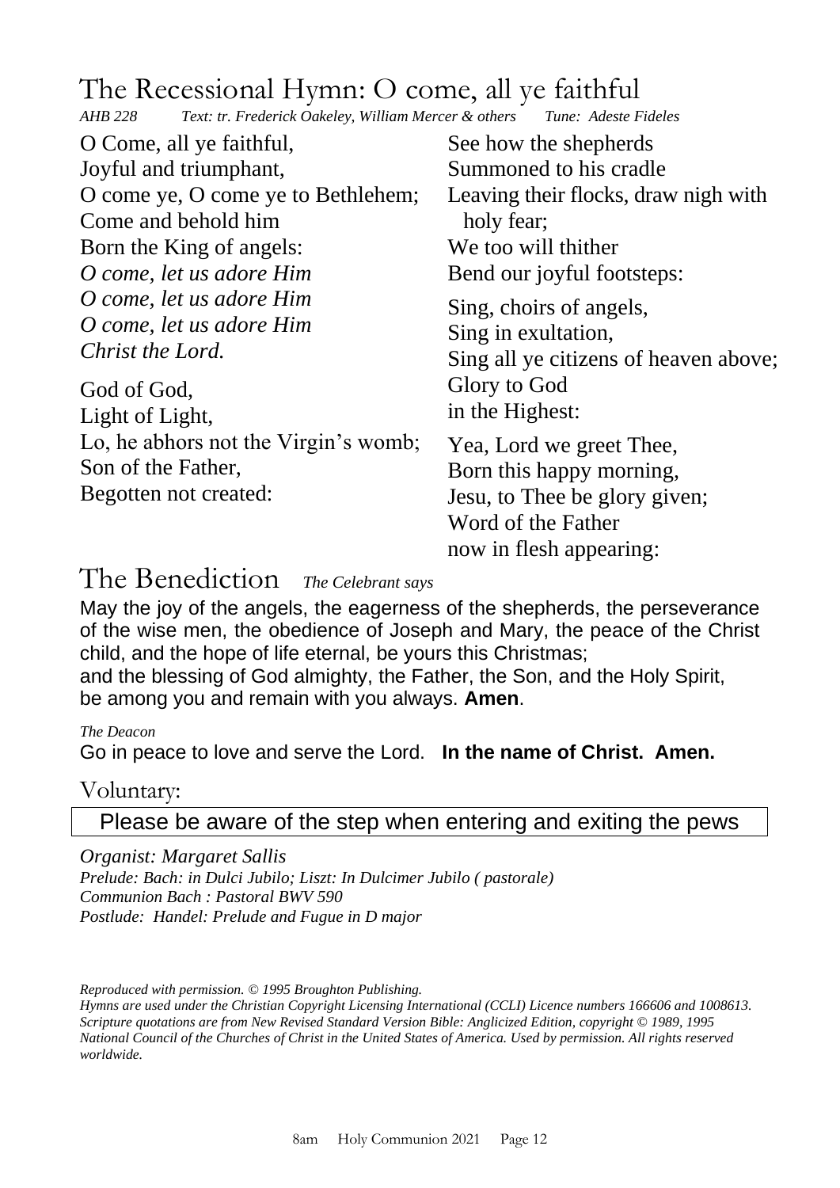## The Recessional Hymn: O come, all ye faithful

*AHB 228  Text: tr. Frederick Oakeley, William Mercer & others  Tune: Adeste Fideles*

O Come, all ye faithful,
Joyful and triumphant,
O come ye, O come ye to Bethlehem;
Come and behold him
Born the King of angels:
*O come, let us adore Him*
*O come, let us adore Him*
*O come, let us adore Him*
*Christ the Lord.*

God of God,
Light of Light,
Lo, he abhors not the Virgin's womb;
Son of the Father,
Begotten not created:

See how the shepherds
Summoned to his cradle
Leaving their flocks, draw nigh with holy fear;
We too will thither
Bend our joyful footsteps:

Sing, choirs of angels,
Sing in exultation,
Sing all ye citizens of heaven above;
Glory to God
in the Highest:

Yea, Lord we greet Thee,
Born this happy morning,
Jesu, to Thee be glory given;
Word of the Father
now in flesh appearing:

## The Benediction *The Celebrant says*

May the joy of the angels, the eagerness of the shepherds, the perseverance of the wise men, the obedience of Joseph and Mary, the peace of the Christ child, and the hope of life eternal, be yours this Christmas;
and the blessing of God almighty, the Father, the Son, and the Holy Spirit, be among you and remain with you always. **Amen**.

*The Deacon*
Go in peace to love and serve the Lord. **In the name of Christ. Amen.**

## Voluntary:

Please be aware of the step when entering and exiting the pews

*Organist: Margaret Sallis*
*Prelude: Bach: in Dulci Jubilo; Liszt: In Dulcimer Jubilo ( pastorale)*
*Communion Bach : Pastoral BWV 590*
*Postlude: Handel: Prelude and Fugue in D major*

*Reproduced with permission. © 1995 Broughton Publishing.*
*Hymns are used under the Christian Copyright Licensing International (CCLI) Licence numbers 166606 and 1008613.*
*Scripture quotations are from New Revised Standard Version Bible: Anglicized Edition, copyright © 1989, 1995 National Council of the Churches of Christ in the United States of America. Used by permission. All rights reserved worldwide.*